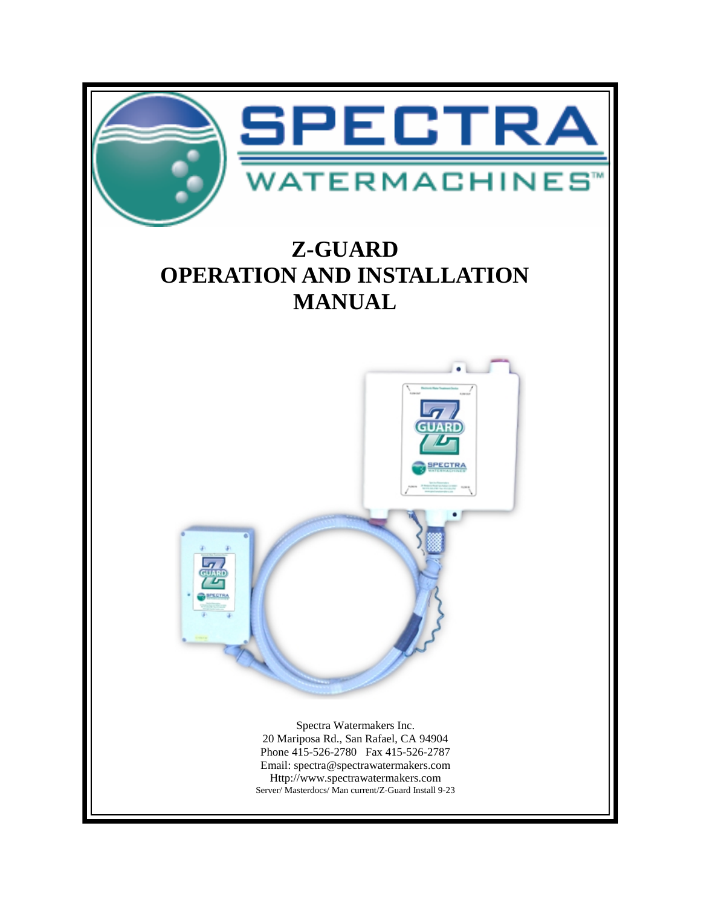# Z-GUARD OPERATION AND INSTALLATION MANUAL

Spectra Watermakers Inc.
20 Mariposa Rd., San Rafael, CA 94904
Phone 415-526-2780 Fax 415-526-2787
Email: spectra@spectrawatermakers.com
Http://www.spectrawatermakers.com
Server/ Masterdocs/ Man current/Z-Guard Install 9-23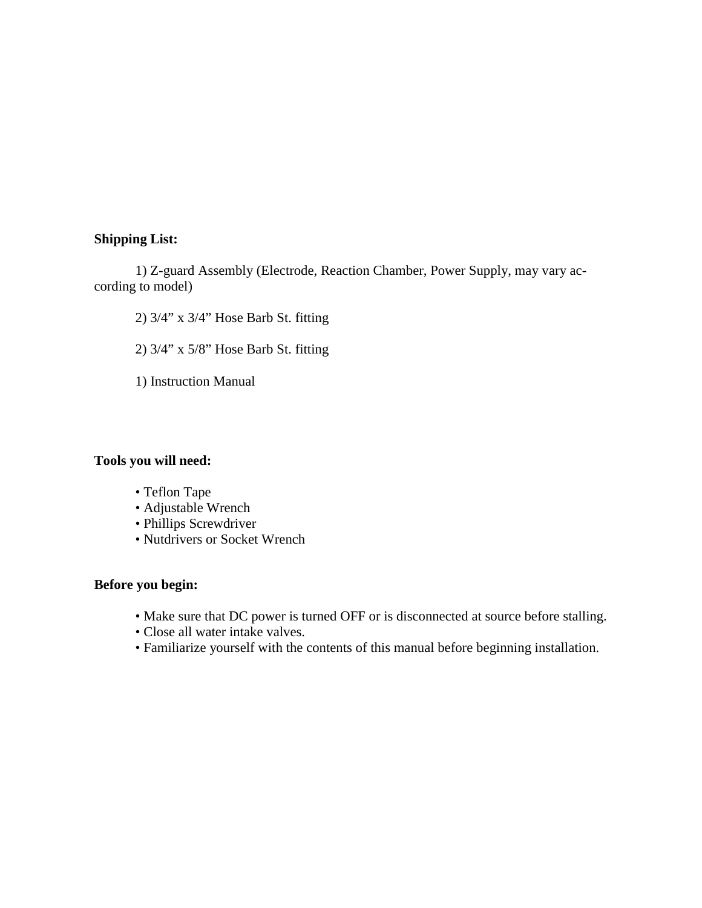**Shipping List:**

1) Z-guard Assembly (Electrode, Reaction Chamber, Power Supply, may vary according to model)

2) 3/4” x 3/4” Hose Barb St. fitting

2) 3/4” x 5/8” Hose Barb St. fitting

1) Instruction Manual

**Tools you will need:**

- Teflon Tape
- Adjustable Wrench
- Phillips Screwdriver
- Nutdrivers or Socket Wrench

**Before you begin:**

- Make sure that DC power is turned OFF or is disconnected at source before stalling.
- Close all water intake valves.
- Familiarize yourself with the contents of this manual before beginning installation.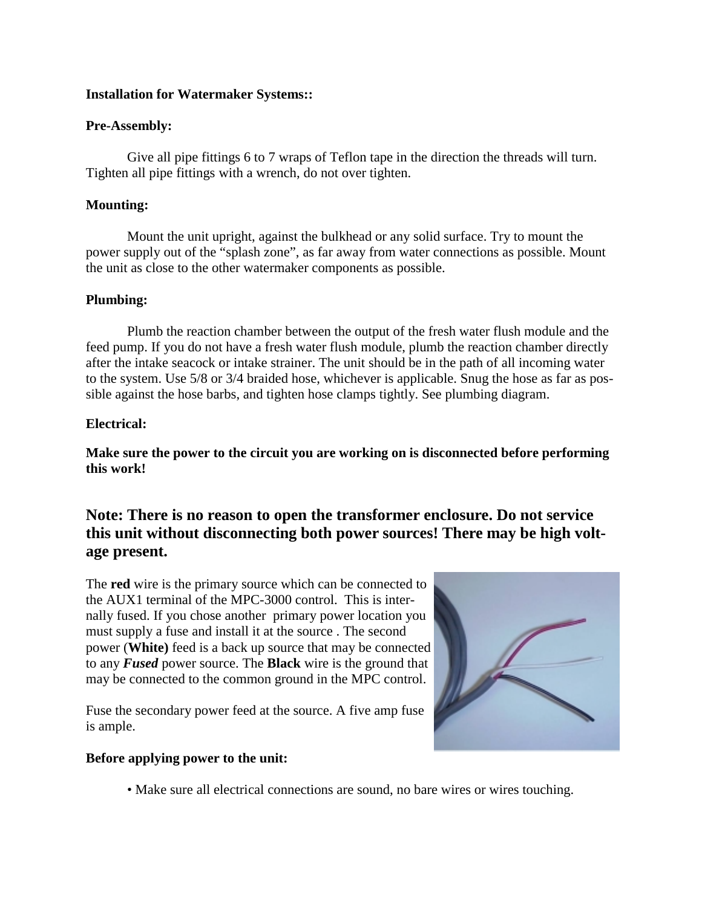**Installation for Watermaker Systems::**

**Pre-Assembly:**

Give all pipe fittings 6 to 7 wraps of Teflon tape in the direction the threads will turn. Tighten all pipe fittings with a wrench, do not over tighten.

**Mounting:**

Mount the unit upright, against the bulkhead or any solid surface. Try to mount the power supply out of the "splash zone", as far away from water connections as possible. Mount the unit as close to the other watermaker components as possible.

**Plumbing:**

Plumb the reaction chamber between the output of the fresh water flush module and the feed pump. If you do not have a fresh water flush module, plumb the reaction chamber directly after the intake seacock or intake strainer. The unit should be in the path of all incoming water to the system. Use 5/8 or 3/4 braided hose, whichever is applicable. Snug the hose as far as possible against the hose barbs, and tighten hose clamps tightly. See plumbing diagram.

**Electrical:**

**Make sure the power to the circuit you are working on is disconnected before performing this work!**

## Note: There is no reason to open the transformer enclosure. Do not service this unit without disconnecting both power sources! There may be high voltage present.

The **red** wire is the primary source which can be connected to the AUX1 terminal of the MPC-3000 control. This is internally fused. If you chose another primary power location you must supply a fuse and install it at the source . The second power (**White)** feed is a back up source that may be connected to any ***Fused*** power source. The **Black** wire is the ground that may be connected to the common ground in the MPC control.

Fuse the secondary power feed at the source. A five amp fuse is ample.

**Before applying power to the unit:**

- Make sure all electrical connections are sound, no bare wires or wires touching.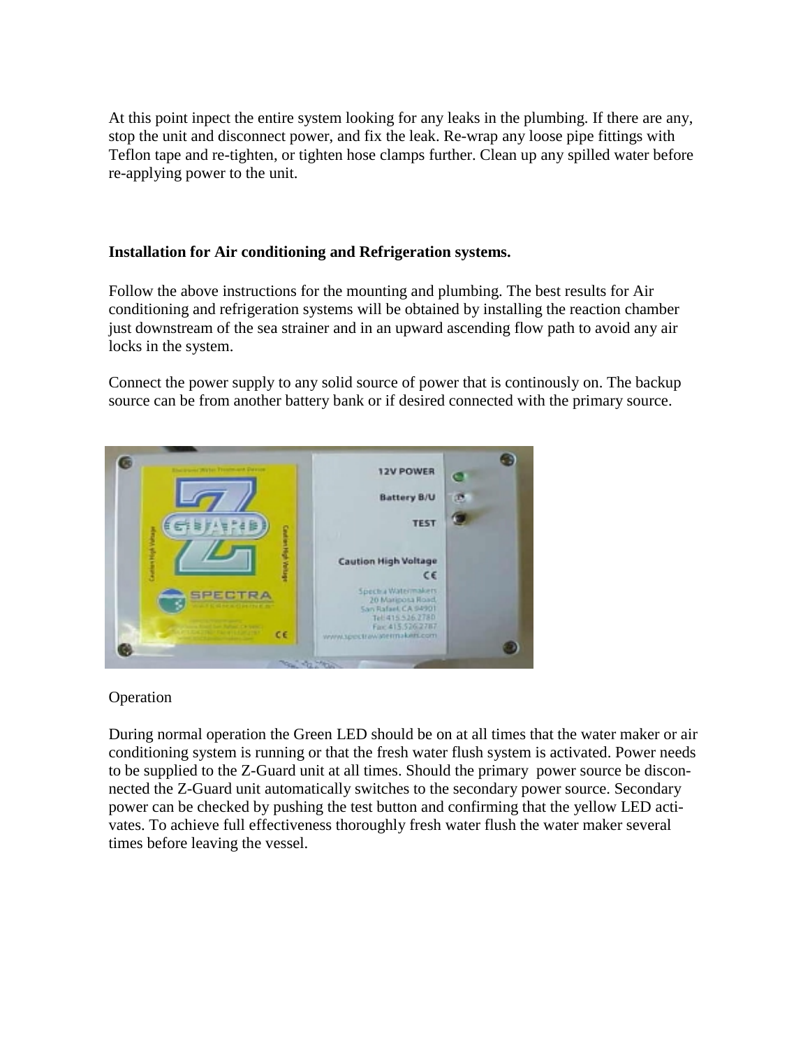At this point inpect the entire system looking for any leaks in the plumbing. If there are any, stop the unit and disconnect power, and fix the leak. Re-wrap any loose pipe fittings with Teflon tape and re-tighten, or tighten hose clamps further. Clean up any spilled water before re-applying power to the unit.

**Installation for Air conditioning and Refrigeration systems.**

Follow the above instructions for the mounting and plumbing. The best results for Air conditioning and refrigeration systems will be obtained by installing the reaction chamber just downstream of the sea strainer and in an upward ascending flow path to avoid any air locks in the system.

Connect the power supply to any solid source of power that is continously on. The backup source can be from another battery bank or if desired connected with the primary source.

Operation

During normal operation the Green LED should be on at all times that the water maker or air conditioning system is running or that the fresh water flush system is activated. Power needs to be supplied to the Z-Guard unit at all times. Should the primary power source be disconnected the Z-Guard unit automatically switches to the secondary power source. Secondary power can be checked by pushing the test button and confirming that the yellow LED activates. To achieve full effectiveness thoroughly fresh water flush the water maker several times before leaving the vessel.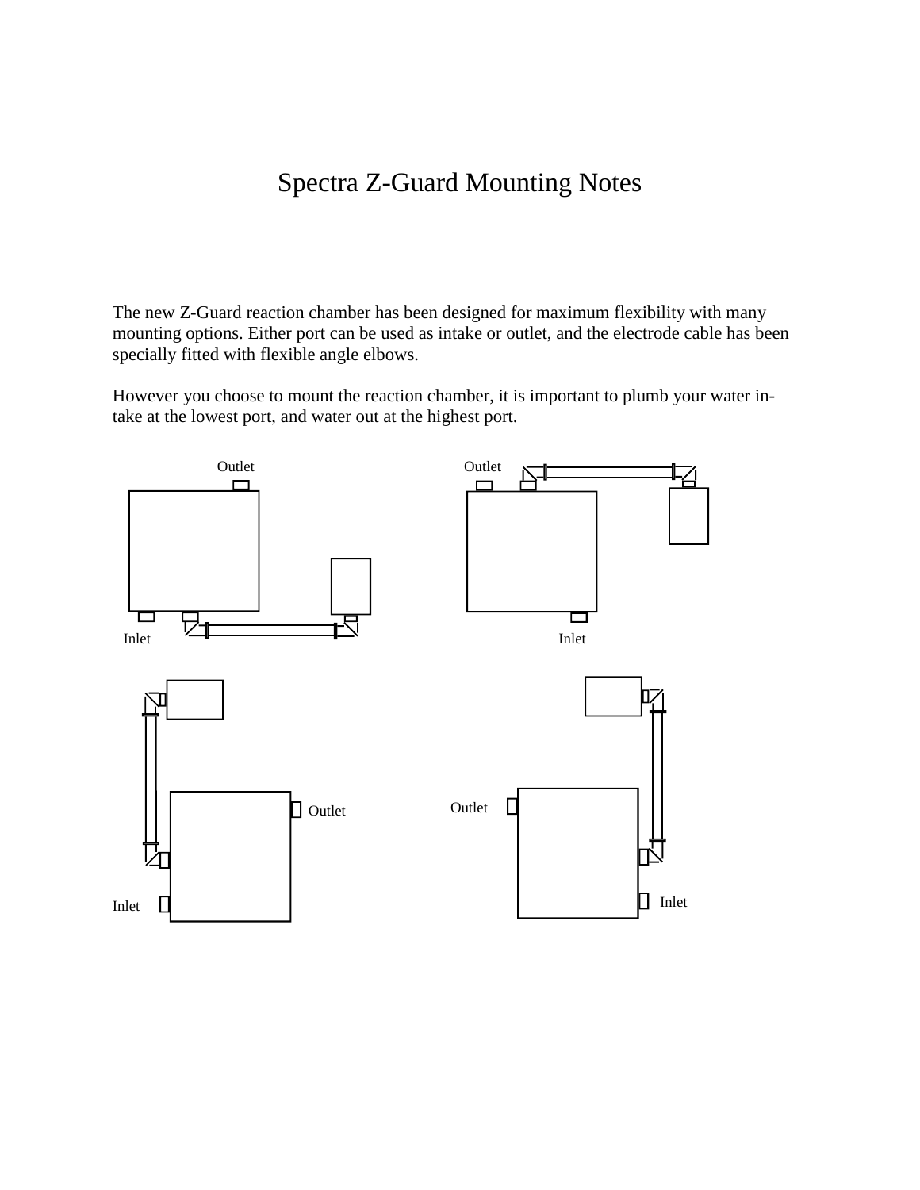# Spectra Z-Guard Mounting Notes

The new Z-Guard reaction chamber has been designed for maximum flexibility with many mounting options. Either port can be used as intake or outlet, and the electrode cable has been specially fitted with flexible angle elbows.

However you choose to mount the reaction chamber, it is important to plumb your water in-take at the lowest port, and water out at the highest port.

Outlet

Inlet

Outlet

Inlet

Outlet

Inlet

Outlet

Inlet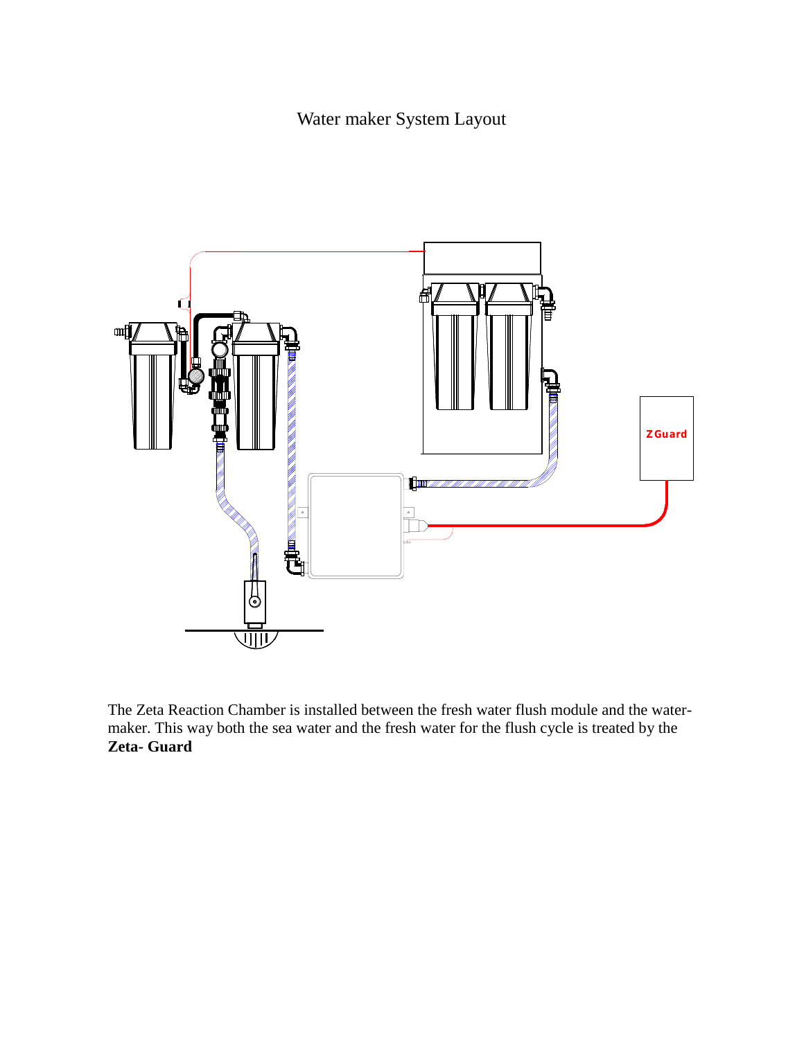# Water maker System Layout

ZGuard

The Zeta Reaction Chamber is installed between the fresh water flush module and the water-maker. This way both the sea water and the fresh water for the flush cycle is treated by the **Zeta- Guard**